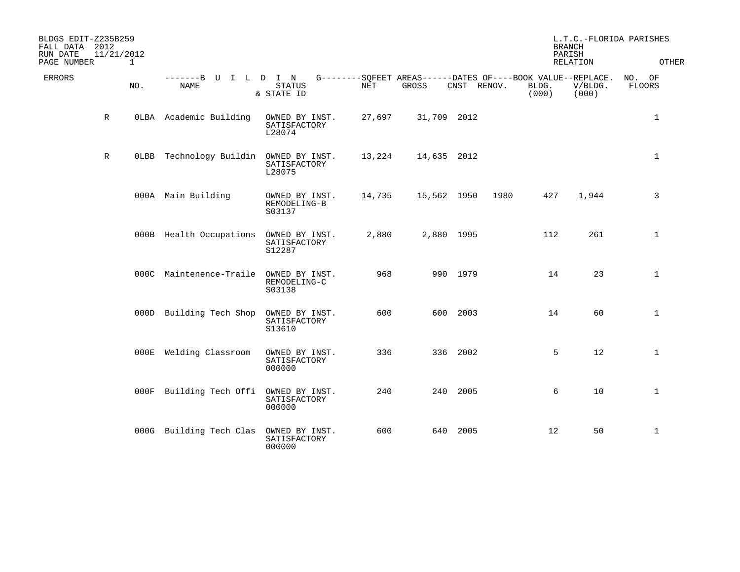BLDGS EDIT-Z235B259
FALL DATA 2012
RUN DATE 11/21/2012

L.T.C.-FLORIDA PARISHES
BRANCH
PARISH
RELATION OTHER

| ERRORS | NO. | BUILDING NAME | STATUS & STATE ID | SQFEET AREAS NET | SQFEET AREAS GROSS | DATES OF CNST | DATES OF RENOV. | BOOK VALUE BLDG. (000) | REPLACE. V/BLDG. (000) | NO. OF FLOORS |
|---|---|---|---|---|---|---|---|---|---|---|
| R | 0LBA | Academic Building | OWNED BY INST. SATISFACTORY L28074 | 27,697 | 31,709 | 2012 | | | | 1 |
| R | 0LBB | Technology Buildin | OWNED BY INST. SATISFACTORY L28075 | 13,224 | 14,635 | 2012 | | | | 1 |
| | 000A | Main Building | OWNED BY INST. REMODELING-B S03137 | 14,735 | 15,562 | 1950 | 1980 | 427 | 1,944 | 3 |
| | 000B | Health Occupations | OWNED BY INST. SATISFACTORY S12287 | 2,880 | 2,880 | 1995 | | 112 | 261 | 1 |
| | 000C | Maintenence-Traile | OWNED BY INST. REMODELING-C S03138 | 968 | 990 | 1979 | | 14 | 23 | 1 |
| | 000D | Building Tech Shop | OWNED BY INST. SATISFACTORY S13610 | 600 | 600 | 2003 | | 14 | 60 | 1 |
| | 000E | Welding Classroom | OWNED BY INST. SATISFACTORY 000000 | 336 | 336 | 2002 | | 5 | 12 | 1 |
| | 000F | Building Tech Offi | OWNED BY INST. SATISFACTORY 000000 | 240 | 240 | 2005 | | 6 | 10 | 1 |
| | 000G | Building Tech Clas | OWNED BY INST. SATISFACTORY 000000 | 600 | 640 | 2005 | | 12 | 50 | 1 |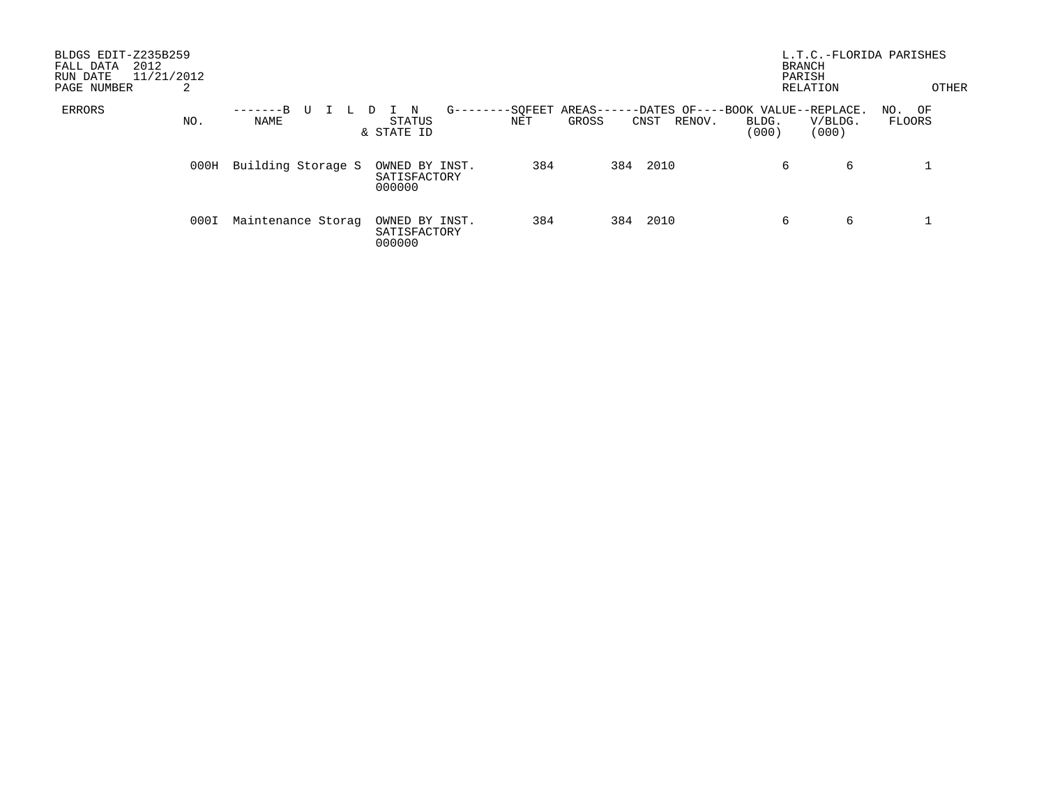BLDGS EDIT-Z235B259
FALL DATA 2012
RUN DATE 11/21/2012
PAGE NUMBER 2

L.T.C.-FLORIDA PARISHES
BRANCH
PARISH
RELATION OTHER

| ERRORS | NO. | BUILDING NAME | STATUS & STATE ID | SQFEET AREAS NET | SQFEET AREAS GROSS | DATES OF CNST | DATES OF RENOV. | BOOK VALUE BLDG. (000) | REPLACE. V/BLDG. (000) | NO. OF FLOORS |
|---|---|---|---|---|---|---|---|---|---|---|
| | 000H | Building Storage S | OWNED BY INST. SATISFACTORY 000000 | 384 | 384 | 2010 | | 6 | 6 | 1 |
| | 000I | Maintenance Storag | OWNED BY INST. SATISFACTORY 000000 | 384 | 384 | 2010 | | 6 | 6 | 1 |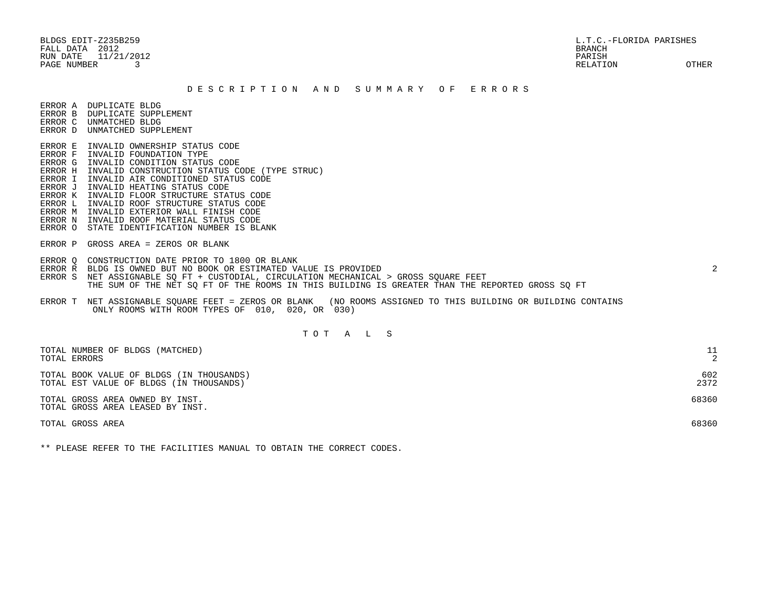BLDGS EDIT-Z235B259
FALL DATA 2012
RUN DATE 11/21/2012
PAGE NUMBER 3

L.T.C.-FLORIDA PARISHES
BRANCH
PARISH
RELATION OTHER

## D E S C R I P T I O N   A N D   S U M M A R Y   O F   E R R O R S

| | | |
|---|---|---|
| ERROR A | DUPLICATE BLDG | |
| ERROR B | DUPLICATE SUPPLEMENT | |
| ERROR C | UNMATCHED BLDG | |
| ERROR D | UNMATCHED SUPPLEMENT | |
| ERROR E | INVALID OWNERSHIP STATUS CODE | |
| ERROR F | INVALID FOUNDATION TYPE | |
| ERROR G | INVALID CONDITION STATUS CODE | |
| ERROR H | INVALID CONSTRUCTION STATUS CODE (TYPE STRUC) | |
| ERROR I | INVALID AIR CONDITIONED STATUS CODE | |
| ERROR J | INVALID HEATING STATUS CODE | |
| ERROR K | INVALID FLOOR STRUCTURE STATUS CODE | |
| ERROR L | INVALID ROOF STRUCTURE STATUS CODE | |
| ERROR M | INVALID EXTERIOR WALL FINISH CODE | |
| ERROR N | INVALID ROOF MATERIAL STATUS CODE | |
| ERROR O | STATE IDENTIFICATION NUMBER IS BLANK | |
| ERROR P | GROSS AREA = ZEROS OR BLANK | |
| ERROR Q | CONSTRUCTION DATE PRIOR TO 1800 OR BLANK | |
| ERROR R | BLDG IS OWNED BUT NO BOOK OR ESTIMATED VALUE IS PROVIDED | 2 |
| ERROR S | NET ASSIGNABLE SQ FT + CUSTODIAL, CIRCULATION MECHANICAL > GROSS SQUARE FEET<br>THE SUM OF THE NET SQ FT OF THE ROOMS IN THIS BUILDING IS GREATER THAN THE REPORTED GROSS SQ FT | |
| ERROR T | NET ASSIGNABLE SQUARE FEET = ZEROS OR BLANK (NO ROOMS ASSIGNED TO THIS BUILDING OR BUILDING CONTAINS ONLY ROOMS WITH ROOM TYPES OF 010, 020, OR 030) | |

## T O T A L S

| | |
|---|---|
| TOTAL NUMBER OF BLDGS (MATCHED) | 11 |
| TOTAL ERRORS | 2 |
| TOTAL BOOK VALUE OF BLDGS (IN THOUSANDS) | 602 |
| TOTAL EST VALUE OF BLDGS (IN THOUSANDS) | 2372 |
| TOTAL GROSS AREA OWNED BY INST. | 68360 |
| TOTAL GROSS AREA LEASED BY INST. | |
| TOTAL GROSS AREA | 68360 |

** PLEASE REFER TO THE FACILITIES MANUAL TO OBTAIN THE CORRECT CODES.